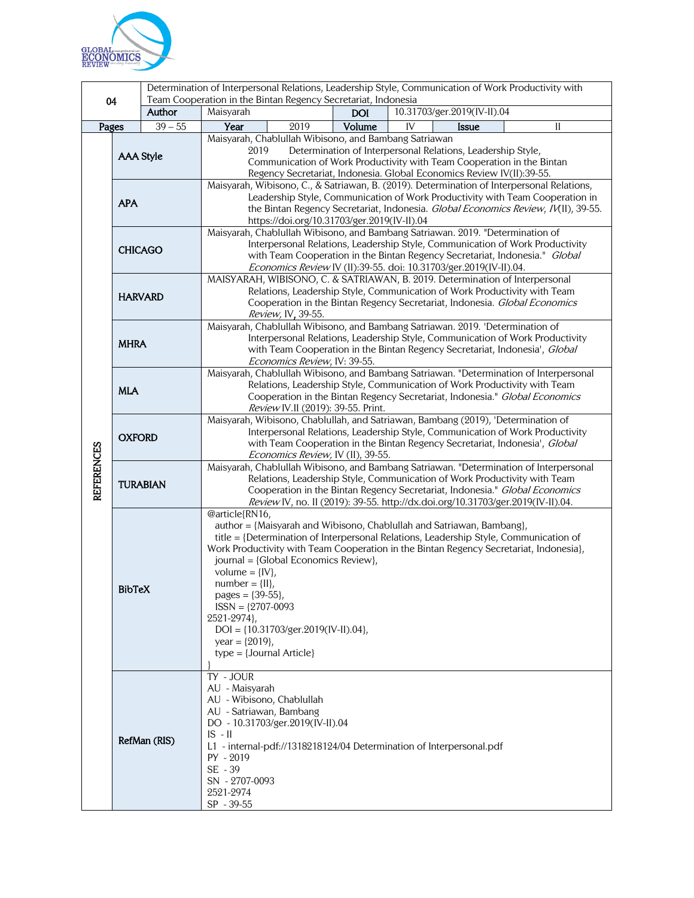| 04 | Determination of Interpersonal Relations, Leadership Style, Communication of Work Productivity with Team Cooperation in the Bintan Regency Secretariat, Indonesia | | | | | | |
|---|---|---|---|---|---|---|---|
| | Author | Maisyarah | | DOI | 10.31703/ger.2019(IV-II).04 | | |
| Pages | 39 – 55 | Year | 2019 | Volume | IV | Issue | II |

| REFERENCES | | |
|---|---|---|
| | AAA Style | Maisyarah, Chablullah Wibisono, and Bambang Satriawan 2019 Determination of Interpersonal Relations, Leadership Style, Communication of Work Productivity with Team Cooperation in the Bintan Regency Secretariat, Indonesia. Global Economics Review IV(II):39-55. |
| | APA | Maisyarah, Wibisono, C., & Satriawan, B. (2019). Determination of Interpersonal Relations, Leadership Style, Communication of Work Productivity with Team Cooperation in the Bintan Regency Secretariat, Indonesia. *Global Economics Review, IV*(II), 39-55. https://doi.org/10.31703/ger.2019(IV-II).04 |
| | CHICAGO | Maisyarah, Chablullah Wibisono, and Bambang Satriawan. 2019. "Determination of Interpersonal Relations, Leadership Style, Communication of Work Productivity with Team Cooperation in the Bintan Regency Secretariat, Indonesia." *Global Economics Review* IV (II):39-55. doi: 10.31703/ger.2019(IV-II).04. |
| | HARVARD | MAISYARAH, WIBISONO, C. & SATRIAWAN, B. 2019. Determination of Interpersonal Relations, Leadership Style, Communication of Work Productivity with Team Cooperation in the Bintan Regency Secretariat, Indonesia. *Global Economics Review,* IV, 39-55. |
| | MHRA | Maisyarah, Chablullah Wibisono, and Bambang Satriawan. 2019. 'Determination of Interpersonal Relations, Leadership Style, Communication of Work Productivity with Team Cooperation in the Bintan Regency Secretariat, Indonesia', *Global Economics Review,* IV: 39-55. |
| | MLA | Maisyarah, Chablullah Wibisono, and Bambang Satriawan. "Determination of Interpersonal Relations, Leadership Style, Communication of Work Productivity with Team Cooperation in the Bintan Regency Secretariat, Indonesia." *Global Economics Review* IV.II (2019): 39-55. Print. |
| | OXFORD | Maisyarah, Wibisono, Chablullah, and Satriawan, Bambang (2019), 'Determination of Interpersonal Relations, Leadership Style, Communication of Work Productivity with Team Cooperation in the Bintan Regency Secretariat, Indonesia', *Global Economics Review,* IV (II), 39-55. |
| | TURABIAN | Maisyarah, Chablullah Wibisono, and Bambang Satriawan. "Determination of Interpersonal Relations, Leadership Style, Communication of Work Productivity with Team Cooperation in the Bintan Regency Secretariat, Indonesia." *Global Economics Review* IV, no. II (2019): 39-55. http://dx.doi.org/10.31703/ger.2019(IV-II).04. |
| | BibTeX | @article{RN16, author = {Maisyarah and Wibisono, Chablullah and Satriawan, Bambang}, title = {Determination of Interpersonal Relations, Leadership Style, Communication of Work Productivity with Team Cooperation in the Bintan Regency Secretariat, Indonesia}, journal = {Global Economics Review}, volume = {IV}, number = {II}, pages = {39-55}, ISSN = {2707-0093 2521-2974}, DOI = {10.31703/ger.2019(IV-II).04}, year = {2019}, type = {Journal Article} } |
| | RefMan (RIS) | TY - JOUR AU - Maisyarah AU - Wibisono, Chablullah AU - Satriawan, Bambang DO - 10.31703/ger.2019(IV-II).04 IS - II L1 - internal-pdf://1318218124/04 Determination of Interpersonal.pdf PY - 2019 SE - 39 SN - 2707-0093 2521-2974 SP - 39-55 |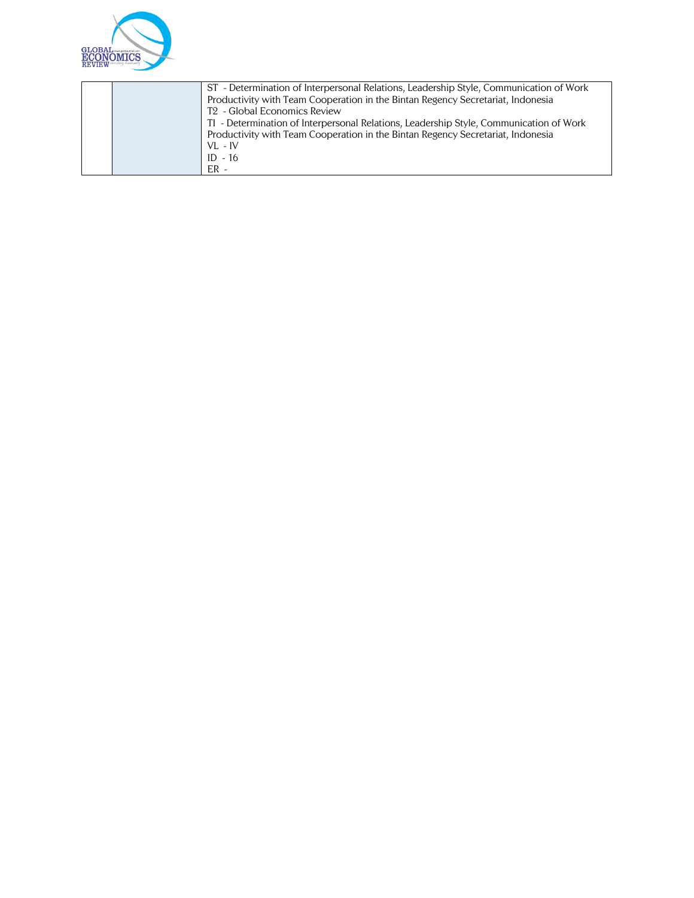| | | |
|---|---|---|
| | | ST - Determination of Interpersonal Relations, Leadership Style, Communication of Work Productivity with Team Cooperation in the Bintan Regency Secretariat, Indonesia<br>T2 - Global Economics Review<br>TI - Determination of Interpersonal Relations, Leadership Style, Communication of Work Productivity with Team Cooperation in the Bintan Regency Secretariat, Indonesia<br>VL - IV<br>ID - 16<br>ER - |